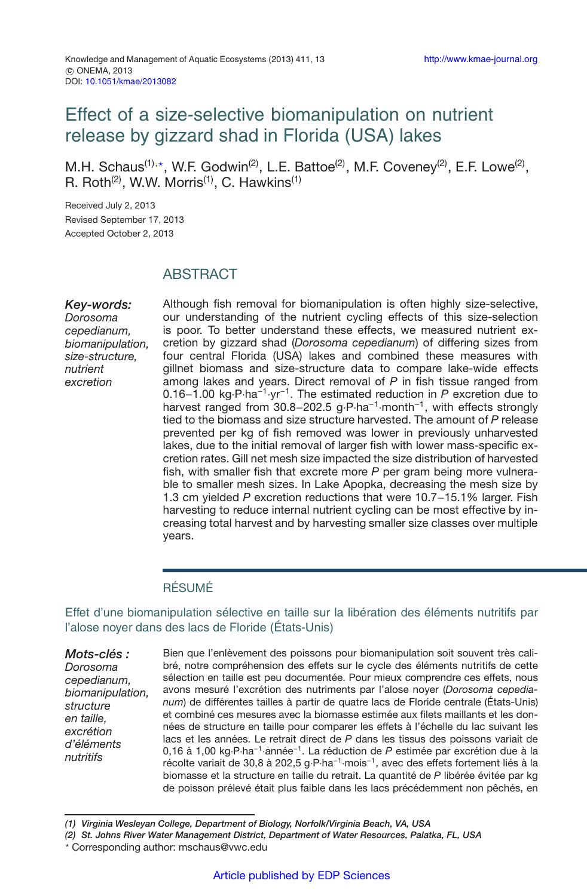# Effect of a size-selective biomanipulation on nutrient release by gizzard shad in Florida (USA) lakes

M.H. Schaus[(1),*], W.F. Godwin[(2)], L.E. Battoe[(2)], M.F. Coveney[(2)], E.F. Lowe[(2)], R. Roth[(2)], W.W. Morris[(1)], C. Hawkins[(1)]

Received July 2, 2013
Revised September 17, 2013
Accepted October 2, 2013

## ABSTRACT

***Key-words:*** *Dorosoma cepedianum, biomanipulation, size-structure, nutrient excretion*

Although fish removal for biomanipulation is often highly size-selective, our understanding of the nutrient cycling effects of this size-selection is poor. To better understand these effects, we measured nutrient excretion by gizzard shad (*Dorosoma cepedianum*) of differing sizes from four central Florida (USA) lakes and combined these measures with gillnet biomass and size-structure data to compare lake-wide effects among lakes and years. Direct removal of *P* in fish tissue ranged from 0.16–1.00 kg·P·ha$^{-1}$·yr$^{-1}$. The estimated reduction in *P* excretion due to harvest ranged from 30.8–202.5 g·P·ha$^{-1}$·month$^{-1}$, with effects strongly tied to the biomass and size structure harvested. The amount of *P* release prevented per kg of fish removed was lower in previously unharvested lakes, due to the initial removal of larger fish with lower mass-specific excretion rates. Gill net mesh size impacted the size distribution of harvested fish, with smaller fish that excrete more *P* per gram being more vulnerable to smaller mesh sizes. In Lake Apopka, decreasing the mesh size by 1.3 cm yielded *P* excretion reductions that were 10.7–15.1% larger. Fish harvesting to reduce internal nutrient cycling can be most effective by increasing total harvest and by harvesting smaller size classes over multiple years.

## RÉSUMÉ

### Effet d'une biomanipulation sélective en taille sur la libération des éléments nutritifs par l'alose noyer dans des lacs de Floride (États-Unis)

***Mots-clés :*** *Dorosoma cepedianum, biomanipulation, structure en taille, excrétion d'éléments nutritifs*

Bien que l'enlèvement des poissons pour biomanipulation soit souvent très calibré, notre compréhension des effets sur le cycle des éléments nutritifs de cette sélection en taille est peu documentée. Pour mieux comprendre ces effets, nous avons mesuré l'excrétion des nutriments par l'alose noyer (*Dorosoma cepedianum*) de différentes tailles à partir de quatre lacs de Floride centrale (États-Unis) et combiné ces mesures avec la biomasse estimée aux filets maillants et les données de structure en taille pour comparer les effets à l'échelle du lac suivant les lacs et les années. Le retrait direct de *P* dans les tissus des poissons variait de 0,16 à 1,00 kg·P·ha$^{-1}$·année$^{-1}$. La réduction de *P* estimée par excrétion due à la récolte variait de 30,8 à 202,5 g·P·ha$^{-1}$·mois$^{-1}$, avec des effets fortement liés à la biomasse et la structure en taille du retrait. La quantité de *P* libérée évitée par kg de poisson prélevé était plus faible dans les lacs précédemment non pêchés, en

*(1) Virginia Wesleyan College, Department of Biology, Norfolk/Virginia Beach, VA, USA*
*(2) St. Johns River Water Management District, Department of Water Resources, Palatka, FL, USA*
\* Corresponding author: mschaus@vwc.edu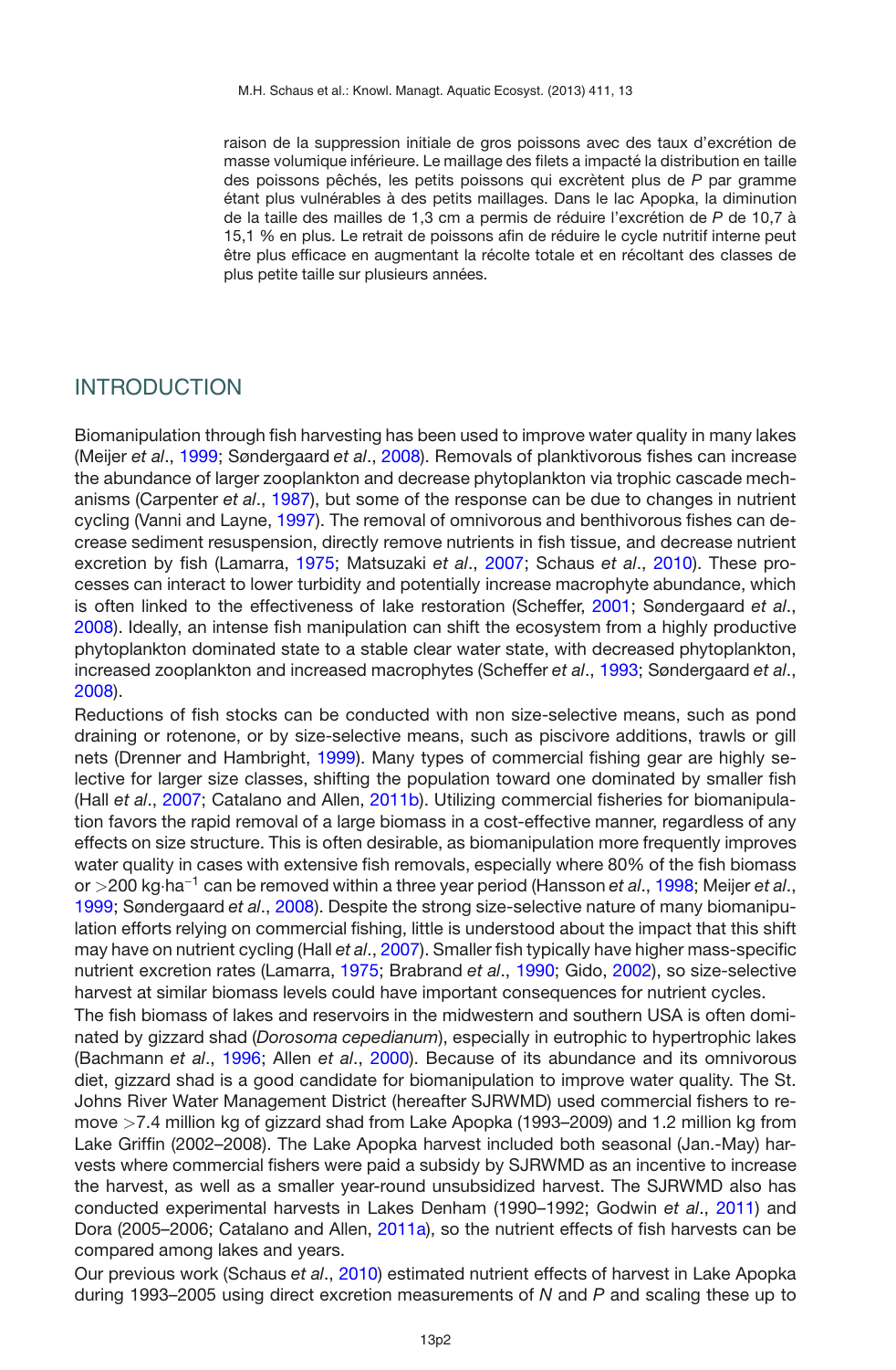raison de la suppression initiale de gros poissons avec des taux d'excrétion de masse volumique inférieure. Le maillage des filets a impacté la distribution en taille des poissons pêchés, les petits poissons qui excrètent plus de *P* par gramme étant plus vulnérables à des petits maillages. Dans le lac Apopka, la diminution de la taille des mailles de 1,3 cm a permis de réduire l'excrétion de *P* de 10,7 à 15,1 % en plus. Le retrait de poissons afin de réduire le cycle nutritif interne peut être plus efficace en augmentant la récolte totale et en récoltant des classes de plus petite taille sur plusieurs années.

## INTRODUCTION

Biomanipulation through fish harvesting has been used to improve water quality in many lakes (Meijer *et al*., 1999; Søndergaard *et al*., 2008). Removals of planktivorous fishes can increase the abundance of larger zooplankton and decrease phytoplankton via trophic cascade mechanisms (Carpenter *et al*., 1987), but some of the response can be due to changes in nutrient cycling (Vanni and Layne, 1997). The removal of omnivorous and benthivorous fishes can decrease sediment resuspension, directly remove nutrients in fish tissue, and decrease nutrient excretion by fish (Lamarra, 1975; Matsuzaki *et al*., 2007; Schaus *et al*., 2010). These processes can interact to lower turbidity and potentially increase macrophyte abundance, which is often linked to the effectiveness of lake restoration (Scheffer, 2001; Søndergaard *et al*., 2008). Ideally, an intense fish manipulation can shift the ecosystem from a highly productive phytoplankton dominated state to a stable clear water state, with decreased phytoplankton, increased zooplankton and increased macrophytes (Scheffer *et al*., 1993; Søndergaard *et al*., 2008).

Reductions of fish stocks can be conducted with non size-selective means, such as pond draining or rotenone, or by size-selective means, such as piscivore additions, trawls or gill nets (Drenner and Hambright, 1999). Many types of commercial fishing gear are highly selective for larger size classes, shifting the population toward one dominated by smaller fish (Hall *et al*., 2007; Catalano and Allen, 2011b). Utilizing commercial fisheries for biomanipulation favors the rapid removal of a large biomass in a cost-effective manner, regardless of any effects on size structure. This is often desirable, as biomanipulation more frequently improves water quality in cases with extensive fish removals, especially where 80% of the fish biomass or >200 kg·ha$^{-1}$ can be removed within a three year period (Hansson *et al*., 1998; Meijer *et al*., 1999; Søndergaard *et al*., 2008). Despite the strong size-selective nature of many biomanipulation efforts relying on commercial fishing, little is understood about the impact that this shift may have on nutrient cycling (Hall *et al*., 2007). Smaller fish typically have higher mass-specific nutrient excretion rates (Lamarra, 1975; Brabrand *et al*., 1990; Gido, 2002), so size-selective harvest at similar biomass levels could have important consequences for nutrient cycles.

The fish biomass of lakes and reservoirs in the midwestern and southern USA is often dominated by gizzard shad (*Dorosoma cepedianum*), especially in eutrophic to hypertrophic lakes (Bachmann *et al*., 1996; Allen *et al*., 2000). Because of its abundance and its omnivorous diet, gizzard shad is a good candidate for biomanipulation to improve water quality. The St. Johns River Water Management District (hereafter SJRWMD) used commercial fishers to remove >7.4 million kg of gizzard shad from Lake Apopka (1993–2009) and 1.2 million kg from Lake Griffin (2002–2008). The Lake Apopka harvest included both seasonal (Jan.-May) harvests where commercial fishers were paid a subsidy by SJRWMD as an incentive to increase the harvest, as well as a smaller year-round unsubsidized harvest. The SJRWMD also has conducted experimental harvests in Lakes Denham (1990–1992; Godwin *et al*., 2011) and Dora (2005–2006; Catalano and Allen, 2011a), so the nutrient effects of fish harvests can be compared among lakes and years.

Our previous work (Schaus *et al*., 2010) estimated nutrient effects of harvest in Lake Apopka during 1993–2005 using direct excretion measurements of *N* and *P* and scaling these up to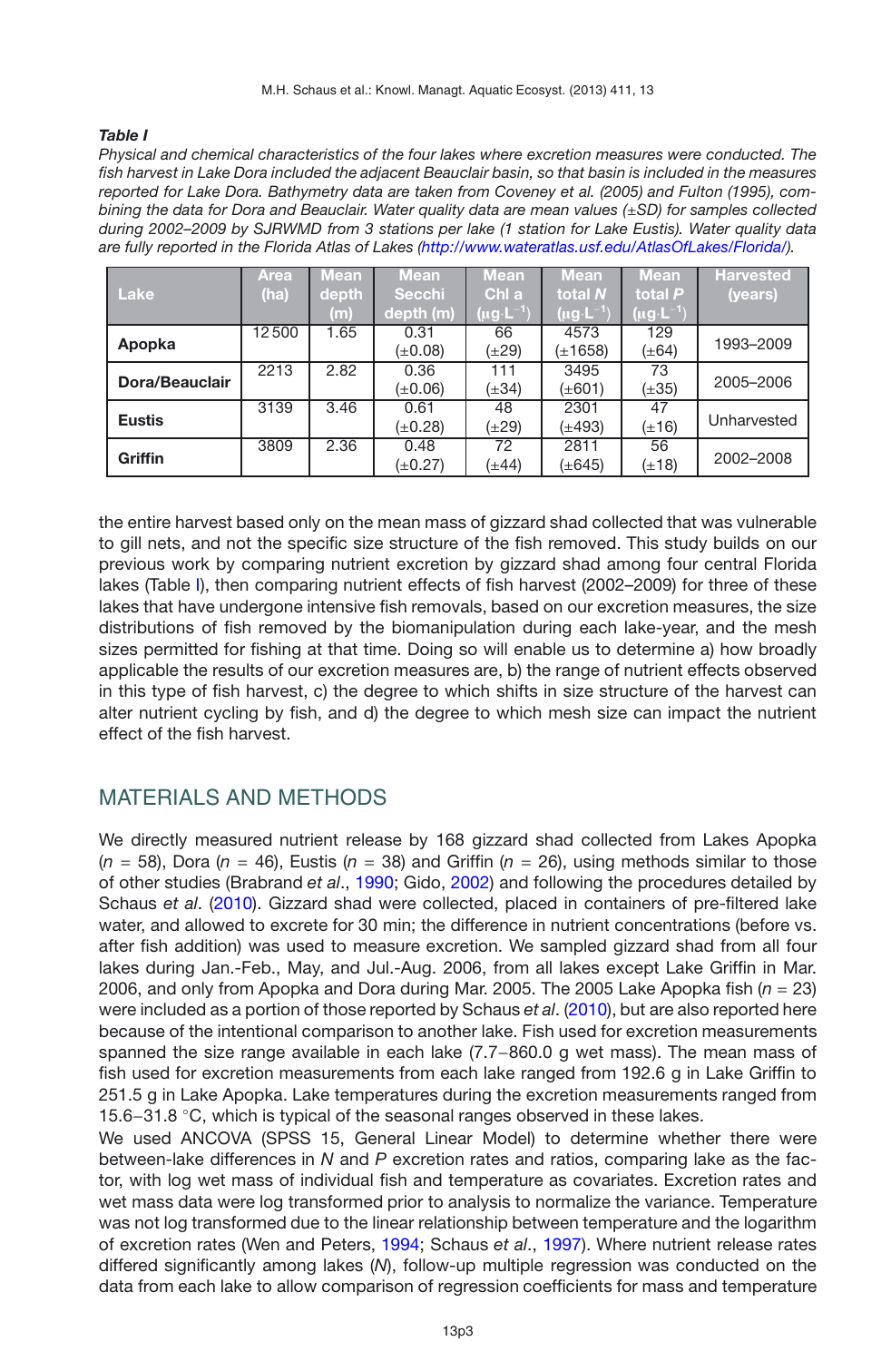***Table I***

*Physical and chemical characteristics of the four lakes where excretion measures were conducted. The fish harvest in Lake Dora included the adjacent Beauclair basin, so that basin is included in the measures reported for Lake Dora. Bathymetry data are taken from Coveney et al. (2005) and Fulton (1995), combining the data for Dora and Beauclair. Water quality data are mean values (±SD) for samples collected during 2002–2009 by SJRWMD from 3 stations per lake (1 station for Lake Eustis). Water quality data are fully reported in the Florida Atlas of Lakes (http://www.wateratlas.usf.edu/AtlasOfLakes/Florida/).*

| Lake | Area (ha) | Mean depth (m) | Mean Secchi depth (m) | Mean Chl a ($\mu g \cdot L^{-1}$) | Mean total *N* ($\mu g \cdot L^{-1}$) | Mean total *P* ($\mu g \cdot L^{-1}$) | Harvested (years) |
|---|---|---|---|---|---|---|---|
| **Apopka** | 12 500 | 1.65 | 0.31 (±0.08) | 66 (±29) | 4573 (±1658) | 129 (±64) | 1993–2009 |
| **Dora/Beauclair** | 2213 | 2.82 | 0.36 (±0.06) | 111 (±34) | 3495 (±601) | 73 (±35) | 2005–2006 |
| **Eustis** | 3139 | 3.46 | 0.61 (±0.28) | 48 (±29) | 2301 (±493) | 47 (±16) | Unharvested |
| **Griffin** | 3809 | 2.36 | 0.48 (±0.27) | 72 (±44) | 2811 (±645) | 56 (±18) | 2002–2008 |

the entire harvest based only on the mean mass of gizzard shad collected that was vulnerable to gill nets, and not the specific size structure of the fish removed. This study builds on our previous work by comparing nutrient excretion by gizzard shad among four central Florida lakes (Table I), then comparing nutrient effects of fish harvest (2002–2009) for three of these lakes that have undergone intensive fish removals, based on our excretion measures, the size distributions of fish removed by the biomanipulation during each lake-year, and the mesh sizes permitted for fishing at that time. Doing so will enable us to determine a) how broadly applicable the results of our excretion measures are, b) the range of nutrient effects observed in this type of fish harvest, c) the degree to which shifts in size structure of the harvest can alter nutrient cycling by fish, and d) the degree to which mesh size can impact the nutrient effect of the fish harvest.

## MATERIALS AND METHODS

We directly measured nutrient release by 168 gizzard shad collected from Lakes Apopka ($n$ = 58), Dora ($n$ = 46), Eustis ($n$ = 38) and Griffin ($n$ = 26), using methods similar to those of other studies (Brabrand *et al*., 1990; Gido, 2002) and following the procedures detailed by Schaus *et al*. (2010). Gizzard shad were collected, placed in containers of pre-filtered lake water, and allowed to excrete for 30 min; the difference in nutrient concentrations (before vs. after fish addition) was used to measure excretion. We sampled gizzard shad from all four lakes during Jan.-Feb., May, and Jul.-Aug. 2006, from all lakes except Lake Griffin in Mar. 2006, and only from Apopka and Dora during Mar. 2005. The 2005 Lake Apopka fish ($n$ = 23) were included as a portion of those reported by Schaus *et al*. (2010), but are also reported here because of the intentional comparison to another lake. Fish used for excretion measurements spanned the size range available in each lake (7.7–860.0 g wet mass). The mean mass of fish used for excretion measurements from each lake ranged from 192.6 g in Lake Griffin to 251.5 g in Lake Apopka. Lake temperatures during the excretion measurements ranged from 15.6–31.8 °C, which is typical of the seasonal ranges observed in these lakes.

We used ANCOVA (SPSS 15, General Linear Model) to determine whether there were between-lake differences in *N* and *P* excretion rates and ratios, comparing lake as the factor, with log wet mass of individual fish and temperature as covariates. Excretion rates and wet mass data were log transformed prior to analysis to normalize the variance. Temperature was not log transformed due to the linear relationship between temperature and the logarithm of excretion rates (Wen and Peters, 1994; Schaus *et al*., 1997). Where nutrient release rates differed significantly among lakes (*N*), follow-up multiple regression was conducted on the data from each lake to allow comparison of regression coefficients for mass and temperature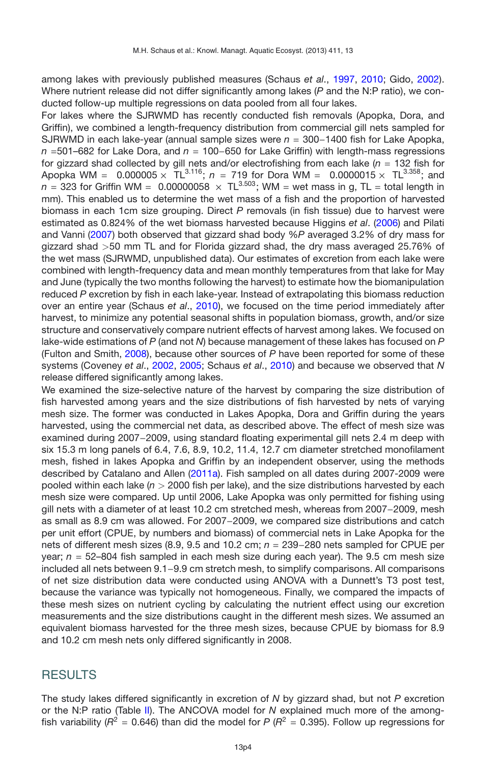among lakes with previously published measures (Schaus *et al*., 1997, 2010; Gido, 2002). Where nutrient release did not differ significantly among lakes (*P* and the N:P ratio), we conducted follow-up multiple regressions on data pooled from all four lakes.

For lakes where the SJRWMD has recently conducted fish removals (Apopka, Dora, and Griffin), we combined a length-frequency distribution from commercial gill nets sampled for SJRWMD in each lake-year (annual sample sizes were $n$ = 300−1400 fish for Lake Apopka, $n$ =501–682 for Lake Dora, and $n$ = 100−650 for Lake Griffin) with length-mass regressions for gizzard shad collected by gill nets and/or electrofishing from each lake ($n$ = 132 fish for Apopka WM = $0.000005 \times TL^{3.116}$; $n$ = 719 for Dora WM = $0.0000015 \times TL^{3.358}$; and $n$ = 323 for Griffin WM = $0.00000058 \times TL^{3.503}$; WM = wet mass in g, TL = total length in mm). This enabled us to determine the wet mass of a fish and the proportion of harvested biomass in each 1cm size grouping. Direct *P* removals (in fish tissue) due to harvest were estimated as 0.824% of the wet biomass harvested because Higgins *et al*. (2006) and Pilati and Vanni (2007) both observed that gizzard shad body %*P* averaged 3.2% of dry mass for gizzard shad >50 mm TL and for Florida gizzard shad, the dry mass averaged 25.76% of the wet mass (SJRWMD, unpublished data). Our estimates of excretion from each lake were combined with length-frequency data and mean monthly temperatures from that lake for May and June (typically the two months following the harvest) to estimate how the biomanipulation reduced *P* excretion by fish in each lake-year. Instead of extrapolating this biomass reduction over an entire year (Schaus *et al*., 2010), we focused on the time period immediately after harvest, to minimize any potential seasonal shifts in population biomass, growth, and/or size structure and conservatively compare nutrient effects of harvest among lakes. We focused on lake-wide estimations of *P* (and not *N*) because management of these lakes has focused on *P* (Fulton and Smith, 2008), because other sources of *P* have been reported for some of these systems (Coveney *et al*., 2002, 2005; Schaus *et al*., 2010) and because we observed that *N* release differed significantly among lakes.

We examined the size-selective nature of the harvest by comparing the size distribution of fish harvested among years and the size distributions of fish harvested by nets of varying mesh size. The former was conducted in Lakes Apopka, Dora and Griffin during the years harvested, using the commercial net data, as described above. The effect of mesh size was examined during 2007−2009, using standard floating experimental gill nets 2.4 m deep with six 15.3 m long panels of 6.4, 7.6, 8.9, 10.2, 11.4, 12.7 cm diameter stretched monofilament mesh, fished in lakes Apopka and Griffin by an independent observer, using the methods described by Catalano and Allen (2011a). Fish sampled on all dates during 2007-2009 were pooled within each lake ($n$ > 2000 fish per lake), and the size distributions harvested by each mesh size were compared. Up until 2006, Lake Apopka was only permitted for fishing using gill nets with a diameter of at least 10.2 cm stretched mesh, whereas from 2007−2009, mesh as small as 8.9 cm was allowed. For 2007−2009, we compared size distributions and catch per unit effort (CPUE, by numbers and biomass) of commercial nets in Lake Apopka for the nets of different mesh sizes (8.9, 9.5 and 10.2 cm; $n$ = 239−280 nets sampled for CPUE per year; $n$ = 52–804 fish sampled in each mesh size during each year). The 9.5 cm mesh size included all nets between 9.1−9.9 cm stretch mesh, to simplify comparisons. All comparisons of net size distribution data were conducted using ANOVA with a Dunnett's T3 post test, because the variance was typically not homogeneous. Finally, we compared the impacts of these mesh sizes on nutrient cycling by calculating the nutrient effect using our excretion measurements and the size distributions caught in the different mesh sizes. We assumed an equivalent biomass harvested for the three mesh sizes, because CPUE by biomass for 8.9 and 10.2 cm mesh nets only differed significantly in 2008.

## RESULTS

The study lakes differed significantly in excretion of *N* by gizzard shad, but not *P* excretion or the N:P ratio (Table II). The ANCOVA model for *N* explained much more of the among-fish variability ($R^2$ = 0.646) than did the model for *P* ($R^2$ = 0.395). Follow up regressions for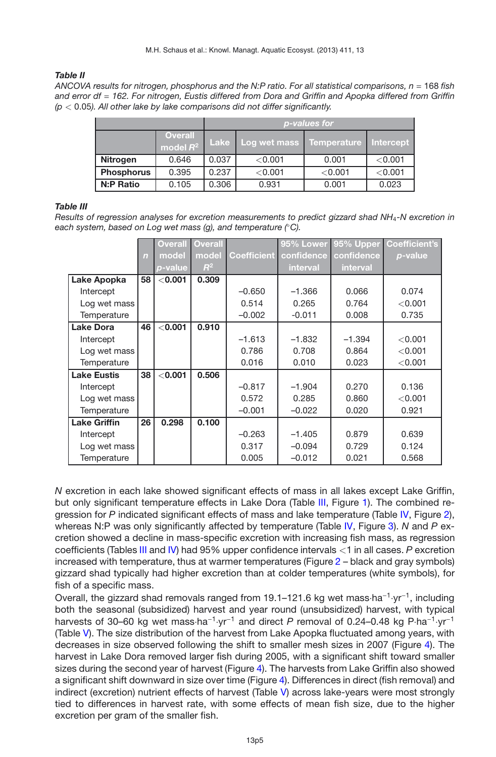***Table II***
*ANCOVA results for nitrogen, phosphorus and the N:P ratio. For all statistical comparisons, $n = 168$ fish and error df = 162. For nitrogen, Eustis differed from Dora and Griffin and Apopka differed from Griffin ($p < 0.05$). All other lake by lake comparisons did not differ significantly.*

| | | *p-values for* | | | |
|---|---|---|---|---|---|
| | Overall model $R^2$ | Lake | Log wet mass | Temperature | Intercept |
| **Nitrogen** | 0.646 | 0.037 | <0.001 | 0.001 | <0.001 |
| **Phosphorus** | 0.395 | 0.237 | <0.001 | <0.001 | <0.001 |
| **N:P Ratio** | 0.105 | 0.306 | 0.931 | 0.001 | 0.023 |

***Table III***
*Results of regression analyses for excretion measurements to predict gizzard shad $NH_4$-N excretion in each system, based on Log wet mass (g), and temperature (°C).*

| | *n* | Overall model *p*-value | Overall model $R^2$ | Coefficient | 95% Lower confidence interval | 95% Upper confidence interval | Coefficient's *p*-value |
|---|---|---|---|---|---|---|---|
| **Lake Apopka** | 58 | <0.001 | 0.309 | | | | |
| Intercept | | | | –0.650 | –1.366 | 0.066 | 0.074 |
| Log wet mass | | | | 0.514 | 0.265 | 0.764 | <0.001 |
| Temperature | | | | –0.002 | -0.011 | 0.008 | 0.735 |
| **Lake Dora** | 46 | <0.001 | 0.910 | | | | |
| Intercept | | | | –1.613 | –1.832 | –1.394 | <0.001 |
| Log wet mass | | | | 0.786 | 0.708 | 0.864 | <0.001 |
| Temperature | | | | 0.016 | 0.010 | 0.023 | <0.001 |
| **Lake Eustis** | 38 | <0.001 | 0.506 | | | | |
| Intercept | | | | –0.817 | –1.904 | 0.270 | 0.136 |
| Log wet mass | | | | 0.572 | 0.285 | 0.860 | <0.001 |
| Temperature | | | | –0.001 | –0.022 | 0.020 | 0.921 |
| **Lake Griffin** | 26 | 0.298 | 0.100 | | | | |
| Intercept | | | | –0.263 | –1.405 | 0.879 | 0.639 |
| Log wet mass | | | | 0.317 | –0.094 | 0.729 | 0.124 |
| Temperature | | | | 0.005 | –0.012 | 0.021 | 0.568 |

*N* excretion in each lake showed significant effects of mass in all lakes except Lake Griffin, but only significant temperature effects in Lake Dora (Table III, Figure 1). The combined regression for *P* indicated significant effects of mass and lake temperature (Table IV, Figure 2), whereas N:P was only significantly affected by temperature (Table IV, Figure 3). *N* and *P* excretion showed a decline in mass-specific excretion with increasing fish mass, as regression coefficients (Tables III and IV) had 95% upper confidence intervals <1 in all cases. *P* excretion increased with temperature, thus at warmer temperatures (Figure 2 – black and gray symbols) gizzard shad typically had higher excretion than at colder temperatures (white symbols), for fish of a specific mass.

Overall, the gizzard shad removals ranged from 19.1–121.6 kg wet mass·ha$^{-1}$·yr$^{-1}$, including both the seasonal (subsidized) harvest and year round (unsubsidized) harvest, with typical harvests of 30–60 kg wet mass·ha$^{-1}$·yr$^{-1}$ and direct *P* removal of 0.24–0.48 kg P·ha$^{-1}$·yr$^{-1}$ (Table V). The size distribution of the harvest from Lake Apopka fluctuated among years, with decreases in size observed following the shift to smaller mesh sizes in 2007 (Figure 4). The harvest in Lake Dora removed larger fish during 2005, with a significant shift toward smaller sizes during the second year of harvest (Figure 4). The harvests from Lake Griffin also showed a significant shift downward in size over time (Figure 4). Differences in direct (fish removal) and indirect (excretion) nutrient effects of harvest (Table V) across lake-years were most strongly tied to differences in harvest rate, with some effects of mean fish size, due to the higher excretion per gram of the smaller fish.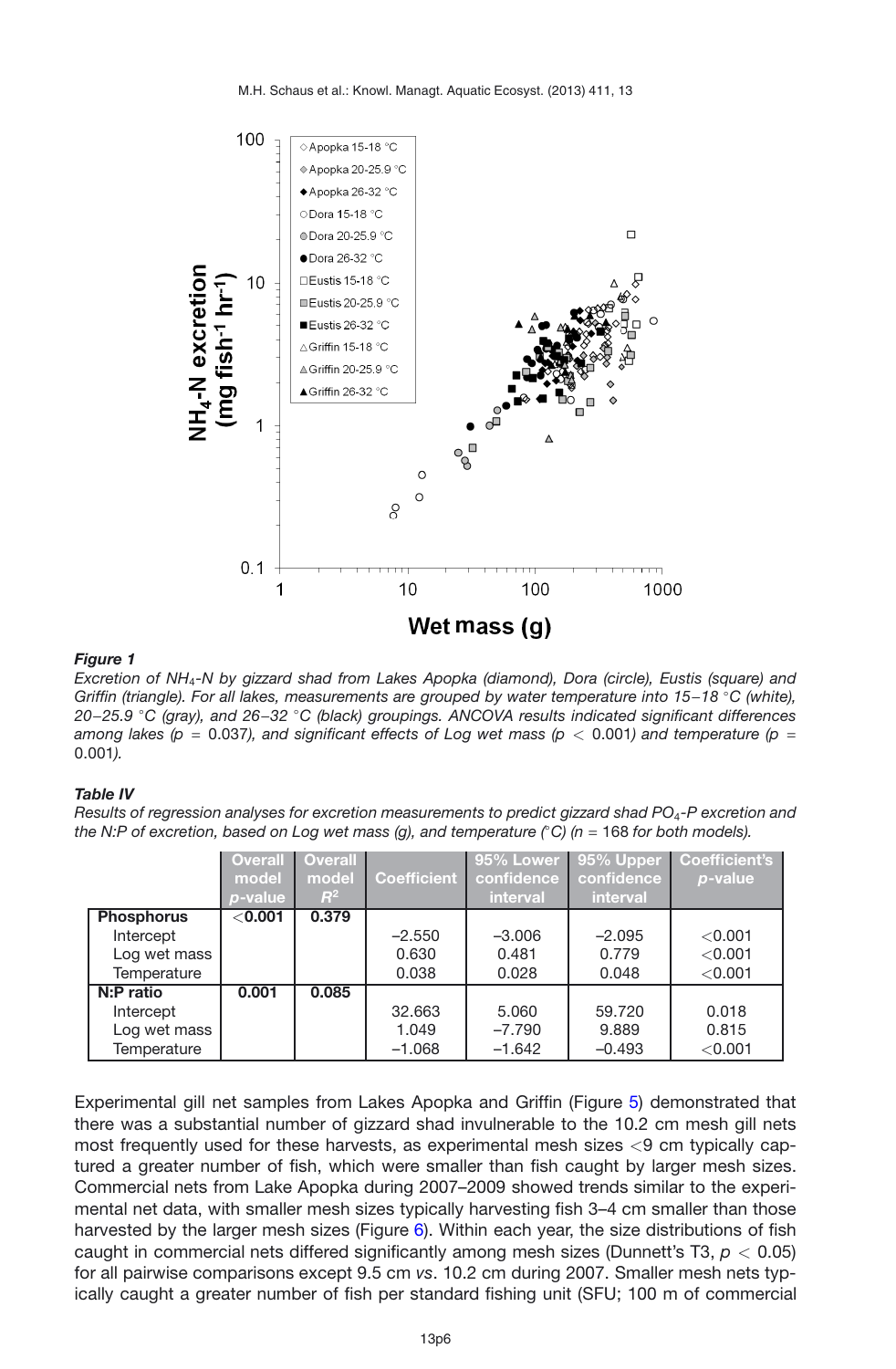***Figure 1***

*Excretion of $NH_4$-N by gizzard shad from Lakes Apopka (diamond), Dora (circle), Eustis (square) and Griffin (triangle). For all lakes, measurements are grouped by water temperature into 15–18 °C (white), 20–25.9 °C (gray), and 26–32 °C (black) groupings. ANCOVA results indicated significant differences among lakes ($p = 0.037$), and significant effects of Log wet mass ($p < 0.001$) and temperature ($p = 0.001$).*

***Table IV***

*Results of regression analyses for excretion measurements to predict gizzard shad $PO_4$-P excretion and the N:P of excretion, based on Log wet mass (g), and temperature (°C) (n = 168 for both models).*

| | Overall model *p*-value | Overall model $R^2$ | Coefficient | 95% Lower confidence interval | 95% Upper confidence interval | Coefficient's *p*-value |
|---|---|---|---|---|---|---|
| **Phosphorus** | **<0.001** | **0.379** | | | | |
| Intercept | | | –2.550 | –3.006 | –2.095 | <0.001 |
| Log wet mass | | | 0.630 | 0.481 | 0.779 | <0.001 |
| Temperature | | | 0.038 | 0.028 | 0.048 | <0.001 |
| **N:P ratio** | **0.001** | **0.085** | | | | |
| Intercept | | | 32.663 | 5.060 | 59.720 | 0.018 |
| Log wet mass | | | 1.049 | –7.790 | 9.889 | 0.815 |
| Temperature | | | –1.068 | –1.642 | –0.493 | <0.001 |

Experimental gill net samples from Lakes Apopka and Griffin (Figure 5) demonstrated that there was a substantial number of gizzard shad invulnerable to the 10.2 cm mesh gill nets most frequently used for these harvests, as experimental mesh sizes <9 cm typically captured a greater number of fish, which were smaller than fish caught by larger mesh sizes. Commercial nets from Lake Apopka during 2007–2009 showed trends similar to the experimental net data, with smaller mesh sizes typically harvesting fish 3–4 cm smaller than those harvested by the larger mesh sizes (Figure 6). Within each year, the size distributions of fish caught in commercial nets differed significantly among mesh sizes (Dunnett's T3, $p < 0.05$) for all pairwise comparisons except 9.5 cm *vs*. 10.2 cm during 2007. Smaller mesh nets typically caught a greater number of fish per standard fishing unit (SFU; 100 m of commercial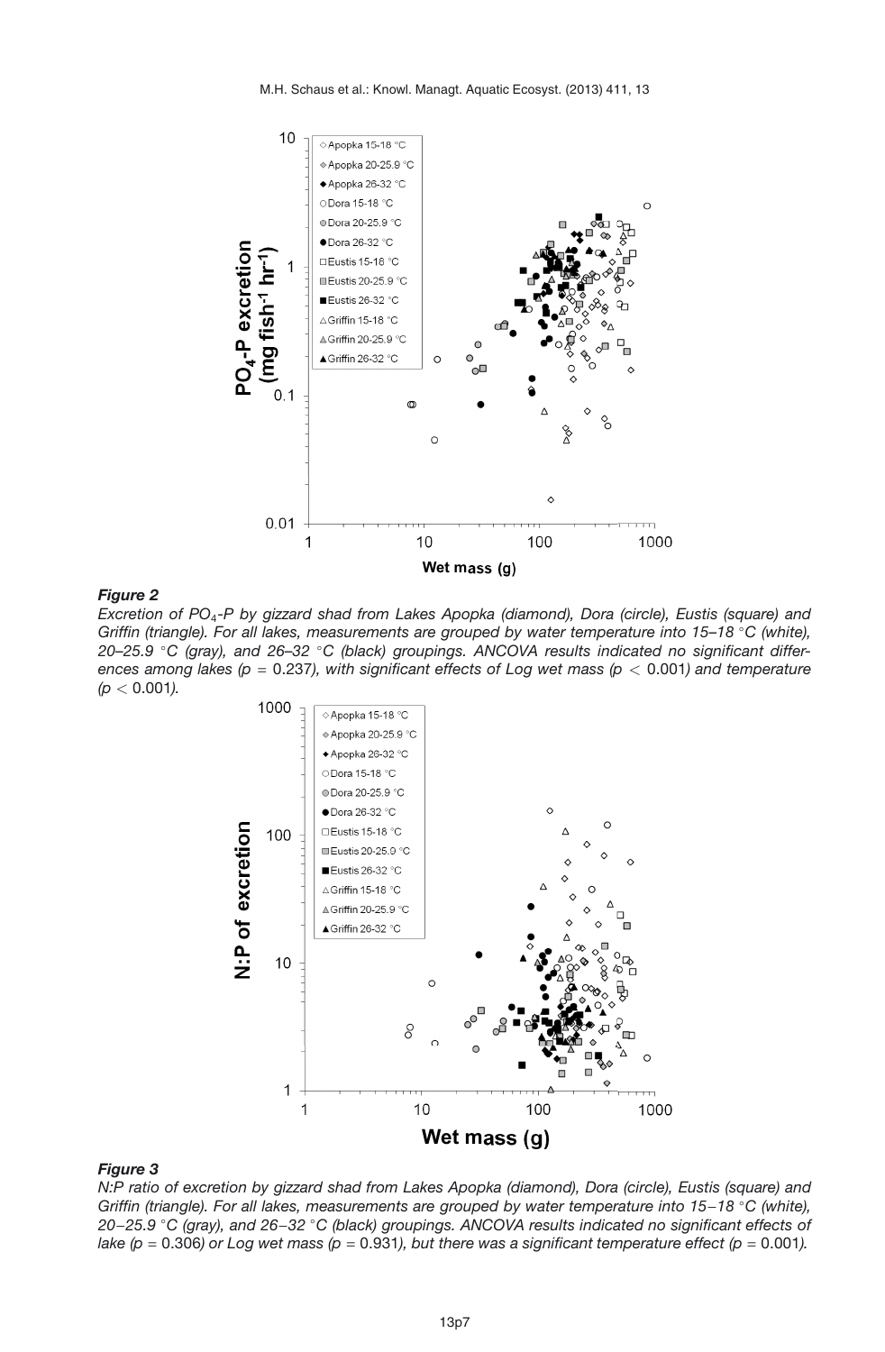***Figure 2***

*Excretion of $PO_4$-P by gizzard shad from Lakes Apopka (diamond), Dora (circle), Eustis (square) and Griffin (triangle). For all lakes, measurements are grouped by water temperature into 15–18 °C (white), 20–25.9 °C (gray), and 26–32 °C (black) groupings. ANCOVA results indicated no significant differences among lakes ($p = 0.237$), with significant effects of Log wet mass ($p < 0.001$) and temperature ($p < 0.001$).*

***Figure 3***

*N:P ratio of excretion by gizzard shad from Lakes Apopka (diamond), Dora (circle), Eustis (square) and Griffin (triangle). For all lakes, measurements are grouped by water temperature into 15–18 °C (white), 20–25.9 °C (gray), and 26–32 °C (black) groupings. ANCOVA results indicated no significant effects of lake ($p = 0.306$) or Log wet mass ($p = 0.931$), but there was a significant temperature effect ($p = 0.001$).*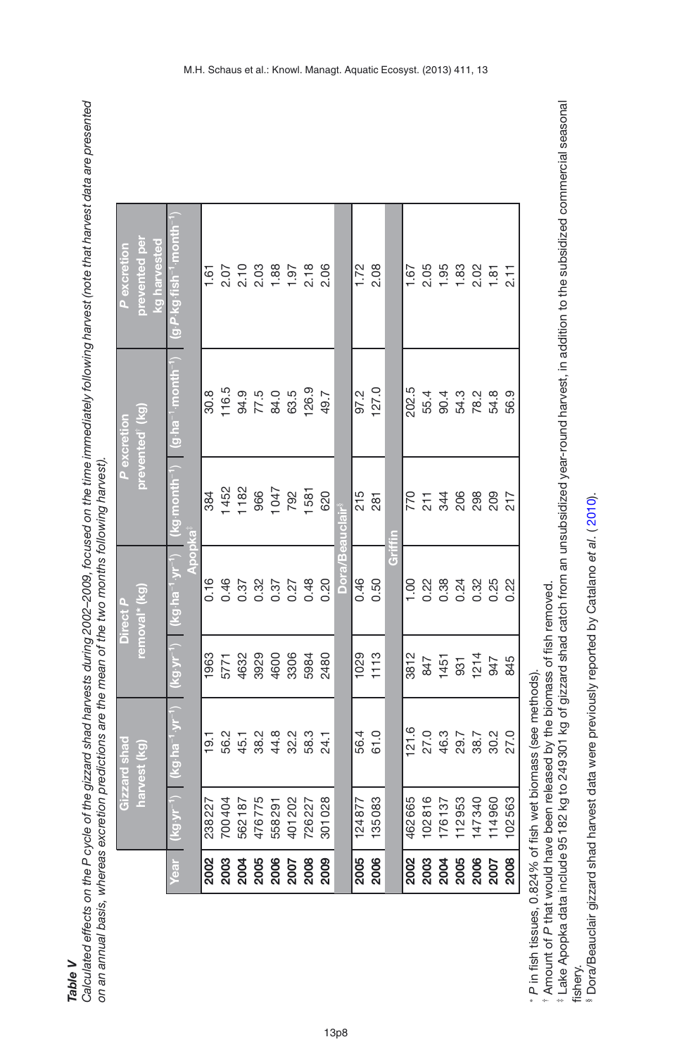***Table V***

*Calculated effects on the P cycle of the gizzard shad harvests during 2002–2009, focused on the time immediately following harvest (note that harvest data are presented on an annual basis, whereas excretion predictions are the mean of the two months following harvest).*

| | Gizzard shad harvest (kg) | | Direct *P* removal* (kg) | | *P* excretion prevented† (kg) | | *P* excretion prevented per kg harvested |
|---|---|---|---|---|---|---|---|
| Year | ($kg \cdot yr^{-1}$) | ($kg \cdot ha^{-1} \cdot yr^{-1}$) | ($kg \cdot yr^{-1}$) | ($kg \cdot ha^{-1} \cdot yr^{-1}$) | ($kg \cdot month^{-1}$) | ($g \cdot ha^{-1} \cdot month^{-1}$) | ($g \cdot P \cdot kg \cdot fish^{-1} \cdot month^{-1}$) |
| **Apopka‡** | | | | | | | |
| **2002** | 238227 | 19.1 | 1963 | 0.16 | 384 | 30.8 | 1.61 |
| **2003** | 700404 | 56.2 | 5771 | 0.46 | 1452 | 116.5 | 2.07 |
| **2004** | 562187 | 45.1 | 4632 | 0.37 | 1182 | 94.9 | 2.10 |
| **2005** | 476775 | 38.2 | 3929 | 0.32 | 966 | 77.5 | 2.03 |
| **2006** | 558291 | 44.8 | 4600 | 0.37 | 1047 | 84.0 | 1.88 |
| **2007** | 401202 | 32.2 | 3306 | 0.27 | 792 | 63.5 | 1.97 |
| **2008** | 726227 | 58.3 | 5984 | 0.48 | 1581 | 126.9 | 2.18 |
| **2009** | 301028 | 24.1 | 2480 | 0.20 | 620 | 49.7 | 2.06 |
| **Dora/Beauclair§** | | | | | | | |
| **2005** | 124877 | 56.4 | 1029 | 0.46 | 215 | 97.2 | 1.72 |
| **2006** | 135083 | 61.0 | 1113 | 0.50 | 281 | 127.0 | 2.08 |
| **Griffin** | | | | | | | |
| **2002** | 462665 | 121.6 | 3812 | 1.00 | 770 | 202.5 | 1.67 |
| **2003** | 102816 | 27.0 | 847 | 0.22 | 211 | 55.4 | 2.05 |
| **2004** | 176137 | 46.3 | 1451 | 0.38 | 344 | 90.4 | 1.95 |
| **2005** | 112953 | 29.7 | 931 | 0.24 | 206 | 54.3 | 1.83 |
| **2006** | 147340 | 38.7 | 1214 | 0.32 | 298 | 78.2 | 2.02 |
| **2007** | 114960 | 30.2 | 947 | 0.25 | 209 | 54.8 | 1.81 |
| **2008** | 102563 | 27.0 | 845 | 0.22 | 217 | 56.9 | 2.11 |

\* *P* in fish tissues, 0.824% of fish wet biomass (see methods).
† Amount of *P* that would have been released by the biomass of fish removed.
‡ Lake Apopka data include 95182 kg to 249301 kg of gizzard shad catch from an unsubsidized year-round harvest, in addition to the subsidized commercial seasonal fishery.
§ Dora/Beauclair gizzard shad harvest data were previously reported by Catalano *et al.* (2010).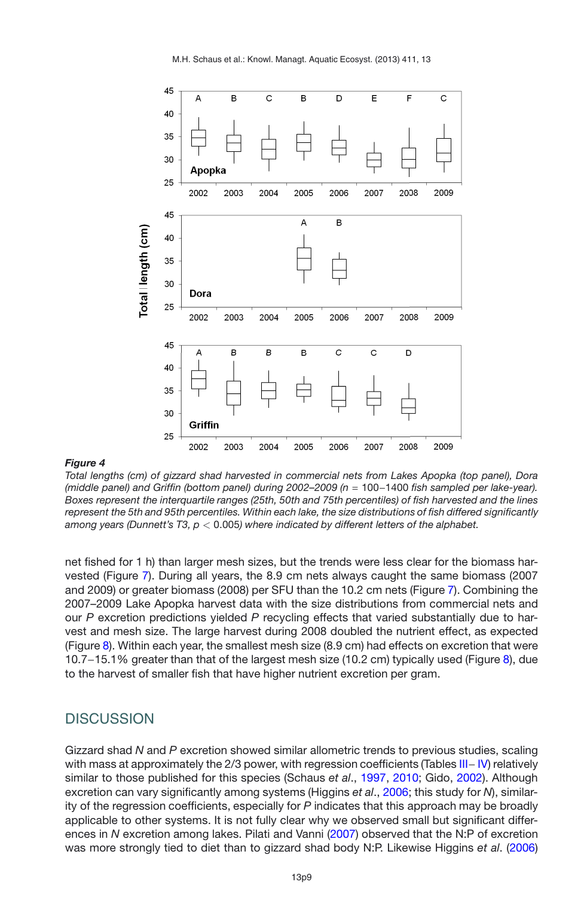*Figure 4*

*Total lengths (cm) of gizzard shad harvested in commercial nets from Lakes Apopka (top panel), Dora (middle panel) and Griffin (bottom panel) during 2002–2009 ($n$ = 100–1400 fish sampled per lake-year). Boxes represent the interquartile ranges (25th, 50th and 75th percentiles) of fish harvested and the lines represent the 5th and 95th percentiles. Within each lake, the size distributions of fish differed significantly among years (Dunnett's T3, $p < 0.005$) where indicated by different letters of the alphabet.*

net fished for 1 h) than larger mesh sizes, but the trends were less clear for the biomass harvested (Figure 7). During all years, the 8.9 cm nets always caught the same biomass (2007 and 2009) or greater biomass (2008) per SFU than the 10.2 cm nets (Figure 7). Combining the 2007–2009 Lake Apopka harvest data with the size distributions from commercial nets and our $P$ excretion predictions yielded $P$ recycling effects that varied substantially due to harvest and mesh size. The large harvest during 2008 doubled the nutrient effect, as expected (Figure 8). Within each year, the smallest mesh size (8.9 cm) had effects on excretion that were 10.7–15.1% greater than that of the largest mesh size (10.2 cm) typically used (Figure 8), due to the harvest of smaller fish that have higher nutrient excretion per gram.

## DISCUSSION

Gizzard shad $N$ and $P$ excretion showed similar allometric trends to previous studies, scaling with mass at approximately the 2/3 power, with regression coefficients (Tables III– IV) relatively similar to those published for this species (Schaus *et al*., 1997, 2010; Gido, 2002). Although excretion can vary significantly among systems (Higgins *et al*., 2006; this study for $N$), similarity of the regression coefficients, especially for $P$ indicates that this approach may be broadly applicable to other systems. It is not fully clear why we observed small but significant differences in $N$ excretion among lakes. Pilati and Vanni (2007) observed that the N:P of excretion was more strongly tied to diet than to gizzard shad body N:P. Likewise Higgins *et al*. (2006)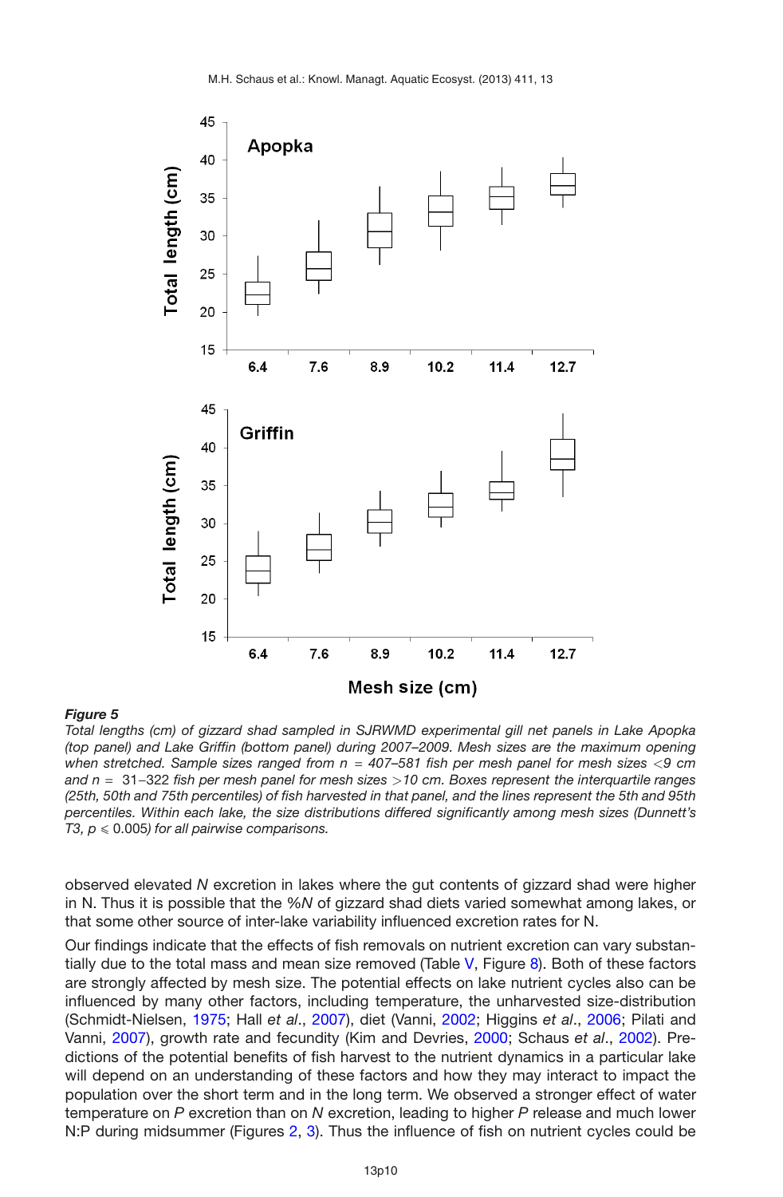***Figure 5***

*Total lengths (cm) of gizzard shad sampled in SJRWMD experimental gill net panels in Lake Apopka (top panel) and Lake Griffin (bottom panel) during 2007–2009. Mesh sizes are the maximum opening when stretched. Sample sizes ranged from $n$ = 407–581 fish per mesh panel for mesh sizes <9 cm and $n$ = 31–322 fish per mesh panel for mesh sizes >10 cm. Boxes represent the interquartile ranges (25th, 50th and 75th percentiles) of fish harvested in that panel, and the lines represent the 5th and 95th percentiles. Within each lake, the size distributions differed significantly among mesh sizes (Dunnett's T3, $p \leqslant 0.005$) for all pairwise comparisons.*

observed elevated *N* excretion in lakes where the gut contents of gizzard shad were higher in N. Thus it is possible that the %*N* of gizzard shad diets varied somewhat among lakes, or that some other source of inter-lake variability influenced excretion rates for N.

Our findings indicate that the effects of fish removals on nutrient excretion can vary substantially due to the total mass and mean size removed (Table V, Figure 8). Both of these factors are strongly affected by mesh size. The potential effects on lake nutrient cycles also can be influenced by many other factors, including temperature, the unharvested size-distribution (Schmidt-Nielsen, 1975; Hall *et al*., 2007), diet (Vanni, 2002; Higgins *et al*., 2006; Pilati and Vanni, 2007), growth rate and fecundity (Kim and Devries, 2000; Schaus *et al*., 2002). Predictions of the potential benefits of fish harvest to the nutrient dynamics in a particular lake will depend on an understanding of these factors and how they may interact to impact the population over the short term and in the long term. We observed a stronger effect of water temperature on *P* excretion than on *N* excretion, leading to higher *P* release and much lower N:P during midsummer (Figures 2, 3). Thus the influence of fish on nutrient cycles could be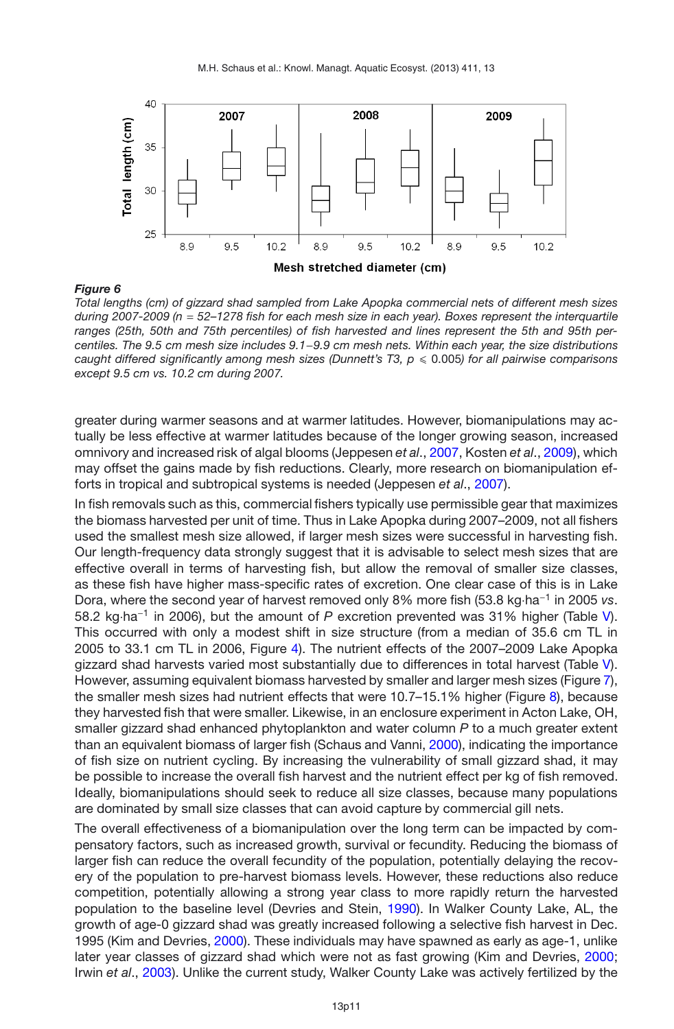*Figure 6*

*Total lengths (cm) of gizzard shad sampled from Lake Apopka commercial nets of different mesh sizes during 2007-2009 (n = 52–1278 fish for each mesh size in each year). Boxes represent the interquartile ranges (25th, 50th and 75th percentiles) of fish harvested and lines represent the 5th and 95th percentiles. The 9.5 cm mesh size includes 9.1–9.9 cm mesh nets. Within each year, the size distributions caught differed significantly among mesh sizes (Dunnett's T3, $p \leqslant 0.005$) for all pairwise comparisons except 9.5 cm vs. 10.2 cm during 2007.*

greater during warmer seasons and at warmer latitudes. However, biomanipulations may actually be less effective at warmer latitudes because of the longer growing season, increased omnivory and increased risk of algal blooms (Jeppesen *et al*., 2007, Kosten *et al*., 2009), which may offset the gains made by fish reductions. Clearly, more research on biomanipulation efforts in tropical and subtropical systems is needed (Jeppesen *et al*., 2007).

In fish removals such as this, commercial fishers typically use permissible gear that maximizes the biomass harvested per unit of time. Thus in Lake Apopka during 2007–2009, not all fishers used the smallest mesh size allowed, if larger mesh sizes were successful in harvesting fish. Our length-frequency data strongly suggest that it is advisable to select mesh sizes that are effective overall in terms of harvesting fish, but allow the removal of smaller size classes, as these fish have higher mass-specific rates of excretion. One clear case of this is in Lake Dora, where the second year of harvest removed only 8% more fish (53.8 kg·ha$^{-1}$ in 2005 *vs*. 58.2 kg·ha$^{-1}$ in 2006), but the amount of *P* excretion prevented was 31% higher (Table V). This occurred with only a modest shift in size structure (from a median of 35.6 cm TL in 2005 to 33.1 cm TL in 2006, Figure 4). The nutrient effects of the 2007–2009 Lake Apopka gizzard shad harvests varied most substantially due to differences in total harvest (Table V). However, assuming equivalent biomass harvested by smaller and larger mesh sizes (Figure 7), the smaller mesh sizes had nutrient effects that were 10.7–15.1% higher (Figure 8), because they harvested fish that were smaller. Likewise, in an enclosure experiment in Acton Lake, OH, smaller gizzard shad enhanced phytoplankton and water column *P* to a much greater extent than an equivalent biomass of larger fish (Schaus and Vanni, 2000), indicating the importance of fish size on nutrient cycling. By increasing the vulnerability of small gizzard shad, it may be possible to increase the overall fish harvest and the nutrient effect per kg of fish removed. Ideally, biomanipulations should seek to reduce all size classes, because many populations are dominated by small size classes that can avoid capture by commercial gill nets.

The overall effectiveness of a biomanipulation over the long term can be impacted by compensatory factors, such as increased growth, survival or fecundity. Reducing the biomass of larger fish can reduce the overall fecundity of the population, potentially delaying the recovery of the population to pre-harvest biomass levels. However, these reductions also reduce competition, potentially allowing a strong year class to more rapidly return the harvested population to the baseline level (Devries and Stein, 1990). In Walker County Lake, AL, the growth of age-0 gizzard shad was greatly increased following a selective fish harvest in Dec. 1995 (Kim and Devries, 2000). These individuals may have spawned as early as age-1, unlike later year classes of gizzard shad which were not as fast growing (Kim and Devries, 2000; Irwin *et al*., 2003). Unlike the current study, Walker County Lake was actively fertilized by the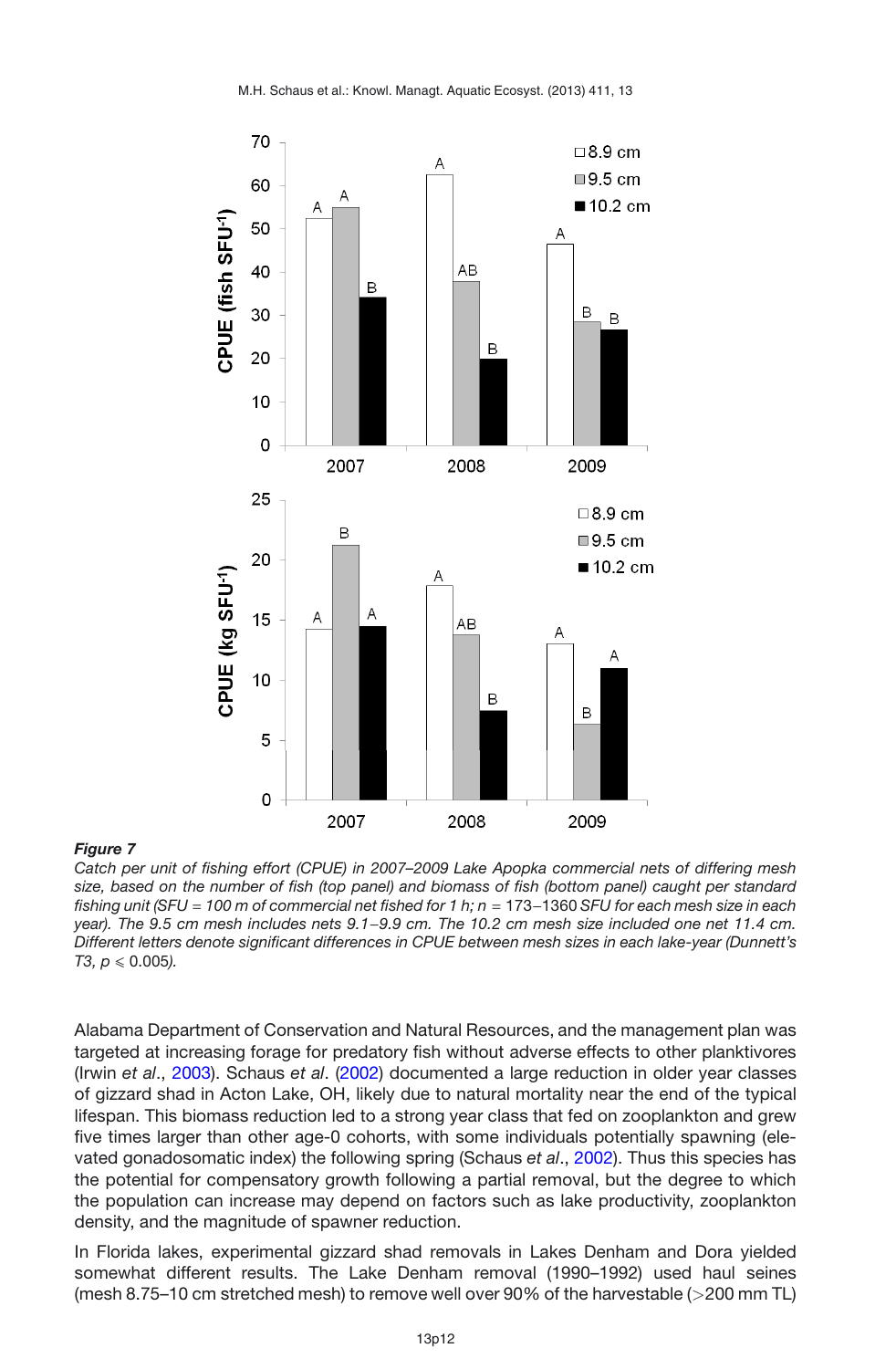***Figure 7***

*Catch per unit of fishing effort (CPUE) in 2007–2009 Lake Apopka commercial nets of differing mesh size, based on the number of fish (top panel) and biomass of fish (bottom panel) caught per standard fishing unit (SFU = 100 m of commercial net fished for 1 h; n =* 173−1360 *SFU for each mesh size in each year). The 9.5 cm mesh includes nets 9.1−9.9 cm. The 10.2 cm mesh size included one net 11.4 cm. Different letters denote significant differences in CPUE between mesh sizes in each lake-year (Dunnett's T3, $p \leqslant 0.005$).*

Alabama Department of Conservation and Natural Resources, and the management plan was targeted at increasing forage for predatory fish without adverse effects to other planktivores (Irwin *et al*., 2003). Schaus *et al*. (2002) documented a large reduction in older year classes of gizzard shad in Acton Lake, OH, likely due to natural mortality near the end of the typical lifespan. This biomass reduction led to a strong year class that fed on zooplankton and grew five times larger than other age-0 cohorts, with some individuals potentially spawning (elevated gonadosomatic index) the following spring (Schaus *et al*., 2002). Thus this species has the potential for compensatory growth following a partial removal, but the degree to which the population can increase may depend on factors such as lake productivity, zooplankton density, and the magnitude of spawner reduction.

In Florida lakes, experimental gizzard shad removals in Lakes Denham and Dora yielded somewhat different results. The Lake Denham removal (1990–1992) used haul seines (mesh 8.75–10 cm stretched mesh) to remove well over 90% of the harvestable (>200 mm TL)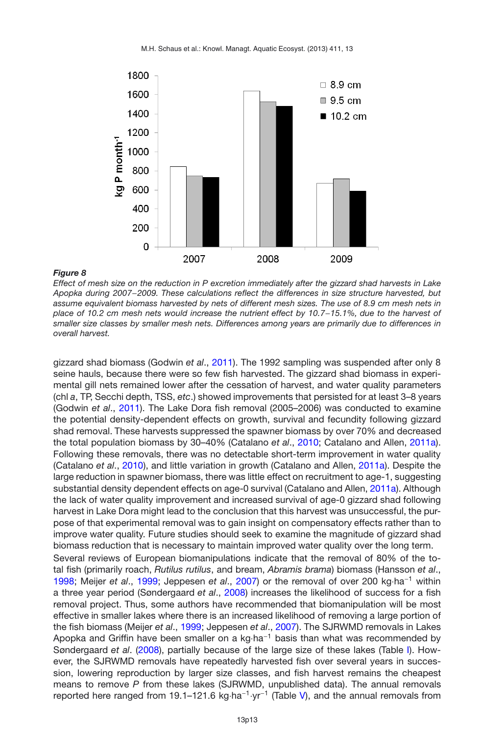*Figure 8*

*Effect of mesh size on the reduction in P excretion immediately after the gizzard shad harvests in Lake Apopka during 2007–2009. These calculations reflect the differences in size structure harvested, but assume equivalent biomass harvested by nets of different mesh sizes. The use of 8.9 cm mesh nets in place of 10.2 cm mesh nets would increase the nutrient effect by 10.7–15.1%, due to the harvest of smaller size classes by smaller mesh nets. Differences among years are primarily due to differences in overall harvest.*

gizzard shad biomass (Godwin *et al*., 2011). The 1992 sampling was suspended after only 8 seine hauls, because there were so few fish harvested. The gizzard shad biomass in experimental gill nets remained lower after the cessation of harvest, and water quality parameters (chl *a*, TP, Secchi depth, TSS, *etc*.) showed improvements that persisted for at least 3–8 years (Godwin *et al*., 2011). The Lake Dora fish removal (2005–2006) was conducted to examine the potential density-dependent effects on growth, survival and fecundity following gizzard shad removal. These harvests suppressed the spawner biomass by over 70% and decreased the total population biomass by 30–40% (Catalano *et al*., 2010; Catalano and Allen, 2011a). Following these removals, there was no detectable short-term improvement in water quality (Catalano *et al*., 2010), and little variation in growth (Catalano and Allen, 2011a). Despite the large reduction in spawner biomass, there was little effect on recruitment to age-1, suggesting substantial density dependent effects on age-0 survival (Catalano and Allen, 2011a). Although the lack of water quality improvement and increased survival of age-0 gizzard shad following harvest in Lake Dora might lead to the conclusion that this harvest was unsuccessful, the purpose of that experimental removal was to gain insight on compensatory effects rather than to improve water quality. Future studies should seek to examine the magnitude of gizzard shad biomass reduction that is necessary to maintain improved water quality over the long term.

Several reviews of European biomanipulations indicate that the removal of 80% of the total fish (primarily roach, *Rutilus rutilus*, and bream, *Abramis brama*) biomass (Hansson *et al*., 1998; Meijer *et al*., 1999; Jeppesen *et al*., 2007) or the removal of over 200 kg·ha$^{-1}$ within a three year period (Søndergaard *et al*., 2008) increases the likelihood of success for a fish removal project. Thus, some authors have recommended that biomanipulation will be most effective in smaller lakes where there is an increased likelihood of removing a large portion of the fish biomass (Meijer *et al*., 1999; Jeppesen *et al*., 2007). The SJRWMD removals in Lakes Apopka and Griffin have been smaller on a kg·ha$^{-1}$ basis than what was recommended by Søndergaard *et al*. (2008), partially because of the large size of these lakes (Table I). However, the SJRWMD removals have repeatedly harvested fish over several years in succession, lowering reproduction by larger size classes, and fish harvest remains the cheapest means to remove *P* from these lakes (SJRWMD, unpublished data). The annual removals reported here ranged from 19.1–121.6 kg·ha$^{-1}$·yr$^{-1}$ (Table V), and the annual removals from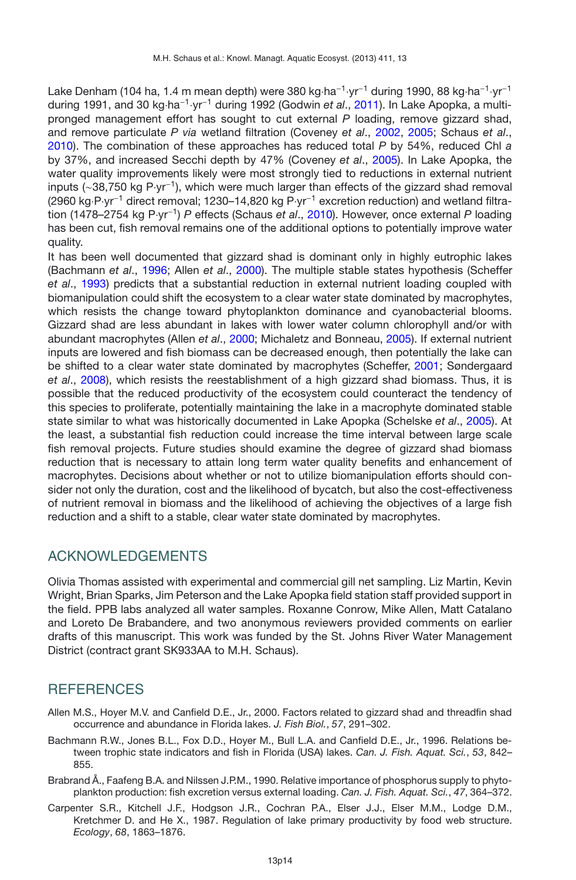Lake Denham (104 ha, 1.4 m mean depth) were 380 $kg \cdot ha^{-1} \cdot yr^{-1}$ during 1990, 88 $kg \cdot ha^{-1} \cdot yr^{-1}$ during 1991, and 30 $kg \cdot ha^{-1} \cdot yr^{-1}$ during 1992 (Godwin *et al*., 2011). In Lake Apopka, a multi-pronged management effort has sought to cut external *P* loading, remove gizzard shad, and remove particulate *P via* wetland filtration (Coveney *et al*., 2002, 2005; Schaus *et al*., 2010). The combination of these approaches has reduced total *P* by 54%, reduced Chl *a* by 37%, and increased Secchi depth by 47% (Coveney *et al*., 2005). In Lake Apopka, the water quality improvements likely were most strongly tied to reductions in external nutrient inputs (~38,750 $kg\ P \cdot yr^{-1}$), which were much larger than effects of the gizzard shad removal (2960 $kg \cdot P \cdot yr^{-1}$ direct removal; 1230–14,820 $kg\ P \cdot yr^{-1}$ excretion reduction) and wetland filtration (1478–2754 $kg\ P \cdot yr^{-1}$) *P* effects (Schaus *et al*., 2010). However, once external *P* loading has been cut, fish removal remains one of the additional options to potentially improve water quality.

It has been well documented that gizzard shad is dominant only in highly eutrophic lakes (Bachmann *et al*., 1996; Allen *et al*., 2000). The multiple stable states hypothesis (Scheffer *et al*., 1993) predicts that a substantial reduction in external nutrient loading coupled with biomanipulation could shift the ecosystem to a clear water state dominated by macrophytes, which resists the change toward phytoplankton dominance and cyanobacterial blooms. Gizzard shad are less abundant in lakes with lower water column chlorophyll and/or with abundant macrophytes (Allen *et al*., 2000; Michaletz and Bonneau, 2005). If external nutrient inputs are lowered and fish biomass can be decreased enough, then potentially the lake can be shifted to a clear water state dominated by macrophytes (Scheffer, 2001; Søndergaard *et al*., 2008), which resists the reestablishment of a high gizzard shad biomass. Thus, it is possible that the reduced productivity of the ecosystem could counteract the tendency of this species to proliferate, potentially maintaining the lake in a macrophyte dominated stable state similar to what was historically documented in Lake Apopka (Schelske *et al*., 2005). At the least, a substantial fish reduction could increase the time interval between large scale fish removal projects. Future studies should examine the degree of gizzard shad biomass reduction that is necessary to attain long term water quality benefits and enhancement of macrophytes. Decisions about whether or not to utilize biomanipulation efforts should consider not only the duration, cost and the likelihood of bycatch, but also the cost-effectiveness of nutrient removal in biomass and the likelihood of achieving the objectives of a large fish reduction and a shift to a stable, clear water state dominated by macrophytes.

## ACKNOWLEDGEMENTS

Olivia Thomas assisted with experimental and commercial gill net sampling. Liz Martin, Kevin Wright, Brian Sparks, Jim Peterson and the Lake Apopka field station staff provided support in the field. PPB labs analyzed all water samples. Roxanne Conrow, Mike Allen, Matt Catalano and Loreto De Brabandere, and two anonymous reviewers provided comments on earlier drafts of this manuscript. This work was funded by the St. Johns River Water Management District (contract grant SK933AA to M.H. Schaus).

## REFERENCES

Allen M.S., Hoyer M.V. and Canfield D.E., Jr., 2000. Factors related to gizzard shad and threadfin shad occurrence and abundance in Florida lakes. *J. Fish Biol.*, *57*, 291–302.

Bachmann R.W., Jones B.L., Fox D.D., Hoyer M., Bull L.A. and Canfield D.E., Jr., 1996. Relations between trophic state indicators and fish in Florida (USA) lakes. *Can. J. Fish. Aquat. Sci.*, *53*, 842–855.

Brabrand Å., Faafeng B.A. and Nilssen J.P.M., 1990. Relative importance of phosphorus supply to phytoplankton production: fish excretion versus external loading. *Can. J. Fish. Aquat. Sci.*, *47*, 364–372.

Carpenter S.R., Kitchell J.F., Hodgson J.R., Cochran P.A., Elser J.J., Elser M.M., Lodge D.M., Kretchmer D. and He X., 1987. Regulation of lake primary productivity by food web structure. *Ecology*, *68*, 1863–1876.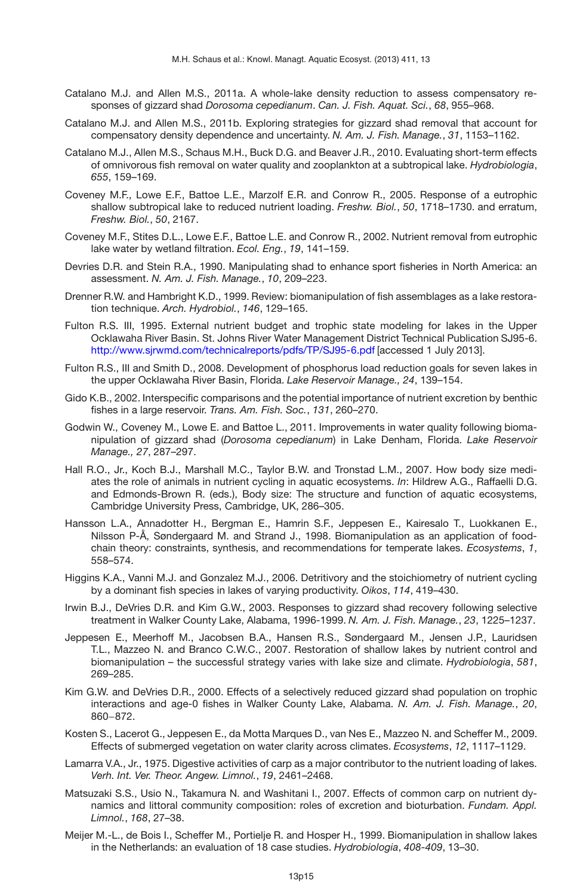Catalano M.J. and Allen M.S., 2011a. A whole-lake density reduction to assess compensatory responses of gizzard shad *Dorosoma cepedianum*. *Can. J. Fish. Aquat. Sci.*, *68*, 955–968.

Catalano M.J. and Allen M.S., 2011b. Exploring strategies for gizzard shad removal that account for compensatory density dependence and uncertainty. *N. Am. J. Fish. Manage.*, *31*, 1153–1162.

Catalano M.J., Allen M.S., Schaus M.H., Buck D.G. and Beaver J.R., 2010. Evaluating short-term effects of omnivorous fish removal on water quality and zooplankton at a subtropical lake. *Hydrobiologia*, *655*, 159–169.

Coveney M.F., Lowe E.F., Battoe L.E., Marzolf E.R. and Conrow R., 2005. Response of a eutrophic shallow subtropical lake to reduced nutrient loading. *Freshw. Biol.*, *50*, 1718–1730. and erratum, *Freshw. Biol.*, *50*, 2167.

Coveney M.F., Stites D.L., Lowe E.F., Battoe L.E. and Conrow R., 2002. Nutrient removal from eutrophic lake water by wetland filtration. *Ecol. Eng.*, *19*, 141–159.

Devries D.R. and Stein R.A., 1990. Manipulating shad to enhance sport fisheries in North America: an assessment. *N. Am. J. Fish. Manage.*, *10*, 209–223.

Drenner R.W. and Hambright K.D., 1999. Review: biomanipulation of fish assemblages as a lake restoration technique. *Arch. Hydrobiol.*, *146*, 129–165.

Fulton R.S. III, 1995. External nutrient budget and trophic state modeling for lakes in the Upper Ocklawaha River Basin. St. Johns River Water Management District Technical Publication SJ95-6. http://www.sjrwmd.com/technicalreports/pdfs/TP/SJ95-6.pdf [accessed 1 July 2013].

Fulton R.S., III and Smith D., 2008. Development of phosphorus load reduction goals for seven lakes in the upper Ocklawaha River Basin, Florida. *Lake Reservoir Manage., 24*, 139–154.

Gido K.B., 2002. Interspecific comparisons and the potential importance of nutrient excretion by benthic fishes in a large reservoir. *Trans. Am. Fish. Soc.*, *131*, 260–270.

Godwin W., Coveney M., Lowe E. and Battoe L., 2011. Improvements in water quality following biomanipulation of gizzard shad (*Dorosoma cepedianum*) in Lake Denham, Florida. *Lake Reservoir Manage., 27*, 287–297.

Hall R.O., Jr., Koch B.J., Marshall M.C., Taylor B.W. and Tronstad L.M., 2007. How body size mediates the role of animals in nutrient cycling in aquatic ecosystems. *In*: Hildrew A.G., Raffaelli D.G. and Edmonds-Brown R. (eds.), Body size: The structure and function of aquatic ecosystems, Cambridge University Press, Cambridge, UK, 286–305.

Hansson L.A., Annadotter H., Bergman E., Hamrin S.F., Jeppesen E., Kairesalo T., Luokkanen E., Nilsson P-Å, Søndergaard M. and Strand J., 1998. Biomanipulation as an application of food-chain theory: constraints, synthesis, and recommendations for temperate lakes. *Ecosystems*, *1*, 558–574.

Higgins K.A., Vanni M.J. and Gonzalez M.J., 2006. Detritivory and the stoichiometry of nutrient cycling by a dominant fish species in lakes of varying productivity. *Oikos*, *114*, 419–430.

Irwin B.J., DeVries D.R. and Kim G.W., 2003. Responses to gizzard shad recovery following selective treatment in Walker County Lake, Alabama, 1996-1999. *N. Am. J. Fish. Manage.*, *23*, 1225–1237.

Jeppesen E., Meerhoff M., Jacobsen B.A., Hansen R.S., Søndergaard M., Jensen J.P., Lauridsen T.L., Mazzeo N. and Branco C.W.C., 2007. Restoration of shallow lakes by nutrient control and biomanipulation – the successful strategy varies with lake size and climate. *Hydrobiologia*, *581*, 269–285.

Kim G.W. and DeVries D.R., 2000. Effects of a selectively reduced gizzard shad population on trophic interactions and age-0 fishes in Walker County Lake, Alabama. *N. Am. J. Fish. Manage.*, *20*, 860–872.

Kosten S., Lacerot G., Jeppesen E., da Motta Marques D., van Nes E., Mazzeo N. and Scheffer M., 2009. Effects of submerged vegetation on water clarity across climates. *Ecosystems*, *12*, 1117–1129.

Lamarra V.A., Jr., 1975. Digestive activities of carp as a major contributor to the nutrient loading of lakes. *Verh. Int. Ver. Theor. Angew. Limnol.*, *19*, 2461–2468.

Matsuzaki S.S., Usio N., Takamura N. and Washitani I., 2007. Effects of common carp on nutrient dynamics and littoral community composition: roles of excretion and bioturbation. *Fundam. Appl. Limnol.*, *168*, 27–38.

Meijer M.-L., de Bois I., Scheffer M., Portielje R. and Hosper H., 1999. Biomanipulation in shallow lakes in the Netherlands: an evaluation of 18 case studies. *Hydrobiologia*, *408-409*, 13–30.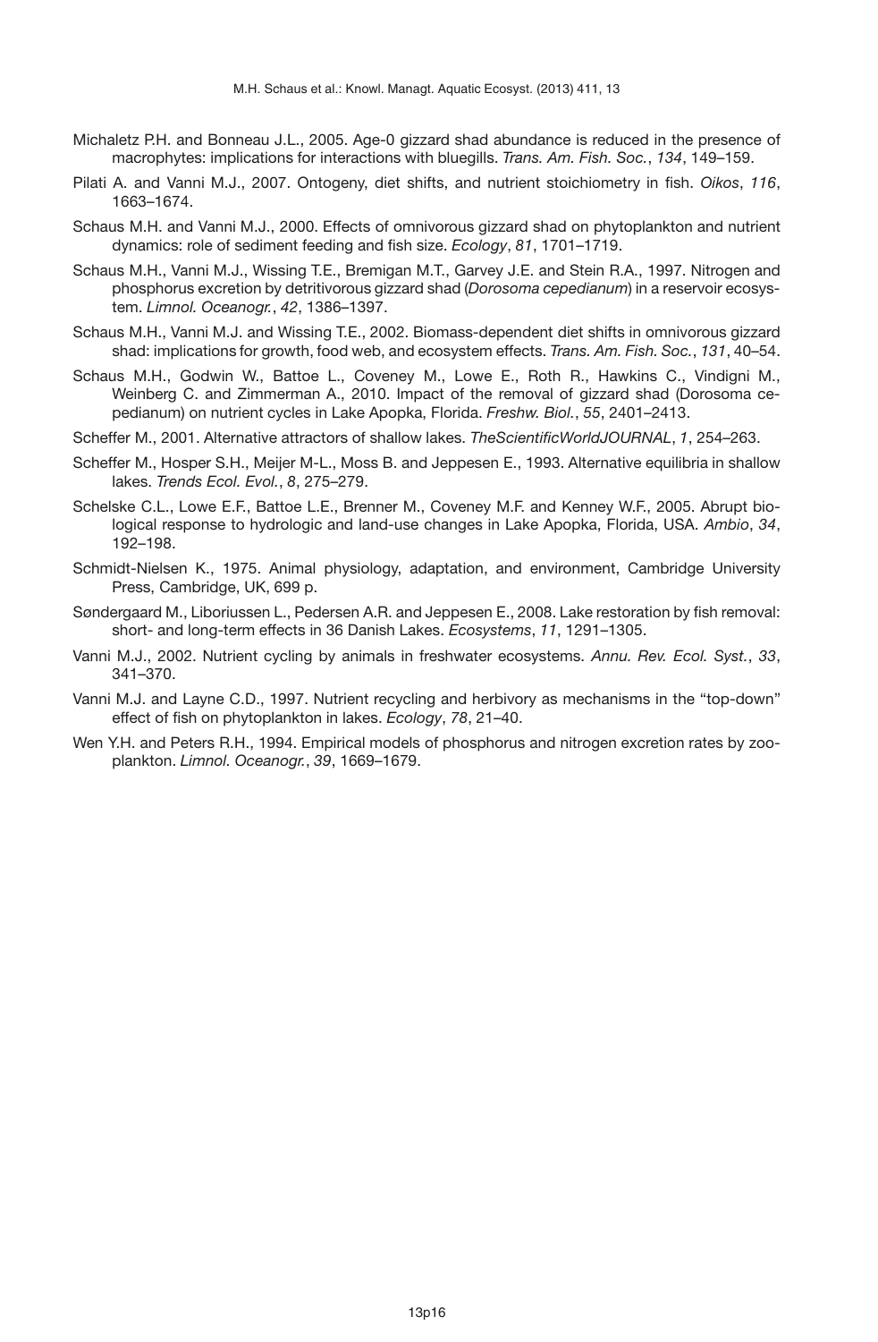Michaletz P.H. and Bonneau J.L., 2005. Age-0 gizzard shad abundance is reduced in the presence of macrophytes: implications for interactions with bluegills. *Trans. Am. Fish. Soc.*, *134*, 149–159.

Pilati A. and Vanni M.J., 2007. Ontogeny, diet shifts, and nutrient stoichiometry in fish. *Oikos*, *116*, 1663–1674.

Schaus M.H. and Vanni M.J., 2000. Effects of omnivorous gizzard shad on phytoplankton and nutrient dynamics: role of sediment feeding and fish size. *Ecology*, *81*, 1701–1719.

Schaus M.H., Vanni M.J., Wissing T.E., Bremigan M.T., Garvey J.E. and Stein R.A., 1997. Nitrogen and phosphorus excretion by detritivorous gizzard shad (*Dorosoma cepedianum*) in a reservoir ecosystem. *Limnol. Oceanogr.*, *42*, 1386–1397.

Schaus M.H., Vanni M.J. and Wissing T.E., 2002. Biomass-dependent diet shifts in omnivorous gizzard shad: implications for growth, food web, and ecosystem effects. *Trans. Am. Fish. Soc.*, *131*, 40–54.

Schaus M.H., Godwin W., Battoe L., Coveney M., Lowe E., Roth R., Hawkins C., Vindigni M., Weinberg C. and Zimmerman A., 2010. Impact of the removal of gizzard shad (Dorosoma cepedianum) on nutrient cycles in Lake Apopka, Florida. *Freshw. Biol.*, *55*, 2401–2413.

Scheffer M., 2001. Alternative attractors of shallow lakes. *TheScientificWorldJOURNAL*, *1*, 254–263.

Scheffer M., Hosper S.H., Meijer M-L., Moss B. and Jeppesen E., 1993. Alternative equilibria in shallow lakes. *Trends Ecol. Evol.*, *8*, 275–279.

Schelske C.L., Lowe E.F., Battoe L.E., Brenner M., Coveney M.F. and Kenney W.F., 2005. Abrupt biological response to hydrologic and land-use changes in Lake Apopka, Florida, USA. *Ambio*, *34*, 192–198.

Schmidt-Nielsen K., 1975. Animal physiology, adaptation, and environment, Cambridge University Press, Cambridge, UK, 699 p.

Søndergaard M., Liboriussen L., Pedersen A.R. and Jeppesen E., 2008. Lake restoration by fish removal: short- and long-term effects in 36 Danish Lakes. *Ecosystems*, *11*, 1291–1305.

Vanni M.J., 2002. Nutrient cycling by animals in freshwater ecosystems. *Annu. Rev. Ecol. Syst.*, *33*, 341–370.

Vanni M.J. and Layne C.D., 1997. Nutrient recycling and herbivory as mechanisms in the "top-down" effect of fish on phytoplankton in lakes. *Ecology*, *78*, 21–40.

Wen Y.H. and Peters R.H., 1994. Empirical models of phosphorus and nitrogen excretion rates by zooplankton. *Limnol. Oceanogr.*, *39*, 1669–1679.